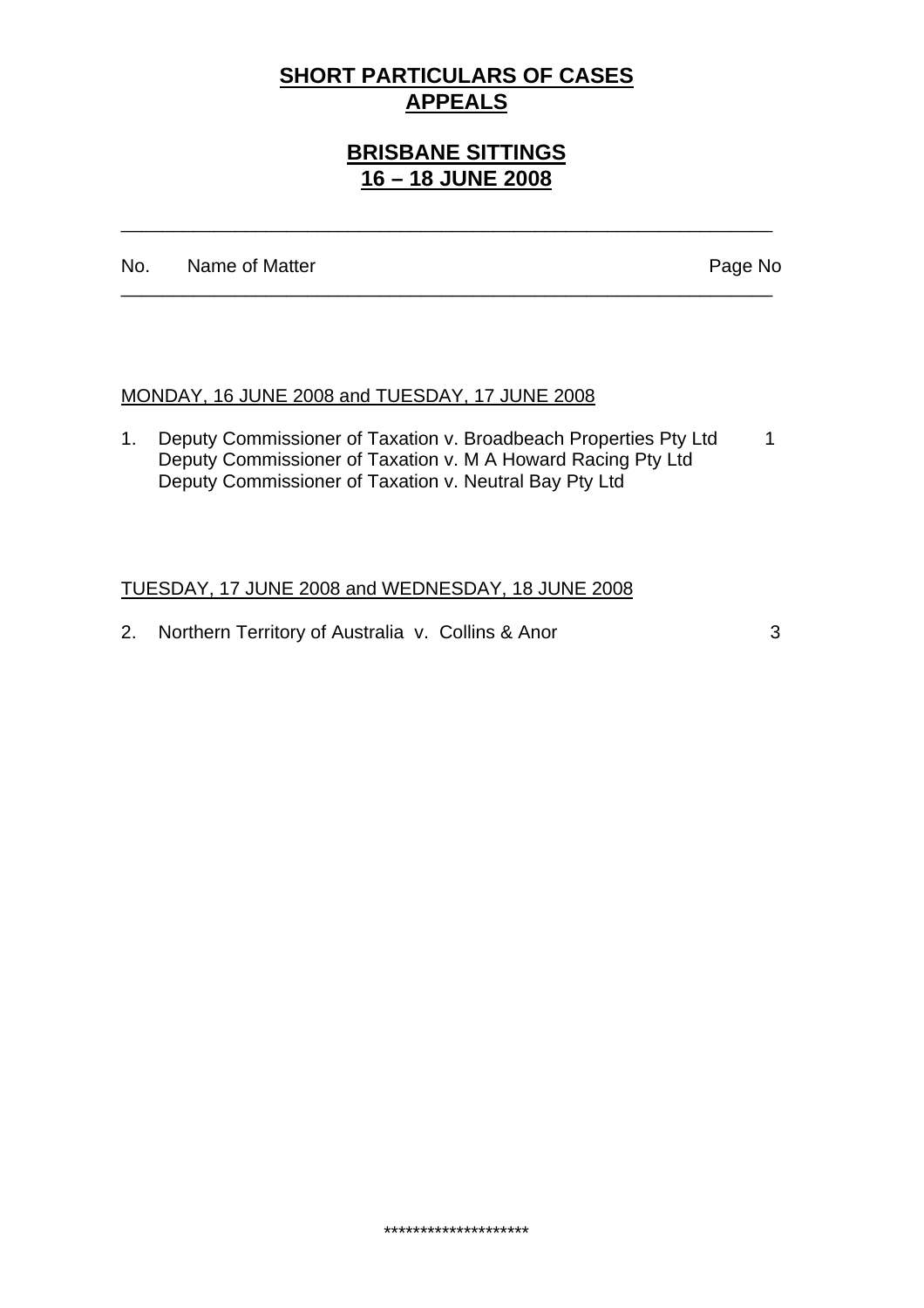# **SHORT PARTICULARS OF CASES APPEALS**

## **BRISBANE SITTINGS 16 – 18 JUNE 2008**

| No. | Name of Matter | Page No |
|---|---|---|
| | MONDAY, 16 JUNE 2008 and TUESDAY, 17 JUNE 2008 | |
| 1. | Deputy Commissioner of Taxation v. Broadbeach Properties Pty Ltd<br>Deputy Commissioner of Taxation v. M A Howard Racing Pty Ltd<br>Deputy Commissioner of Taxation v. Neutral Bay Pty Ltd | 1 |
| | TUESDAY, 17 JUNE 2008 and WEDNESDAY, 18 JUNE 2008 | |
| 2. | Northern Territory of Australia v. Collins & Anor | 3 |

********************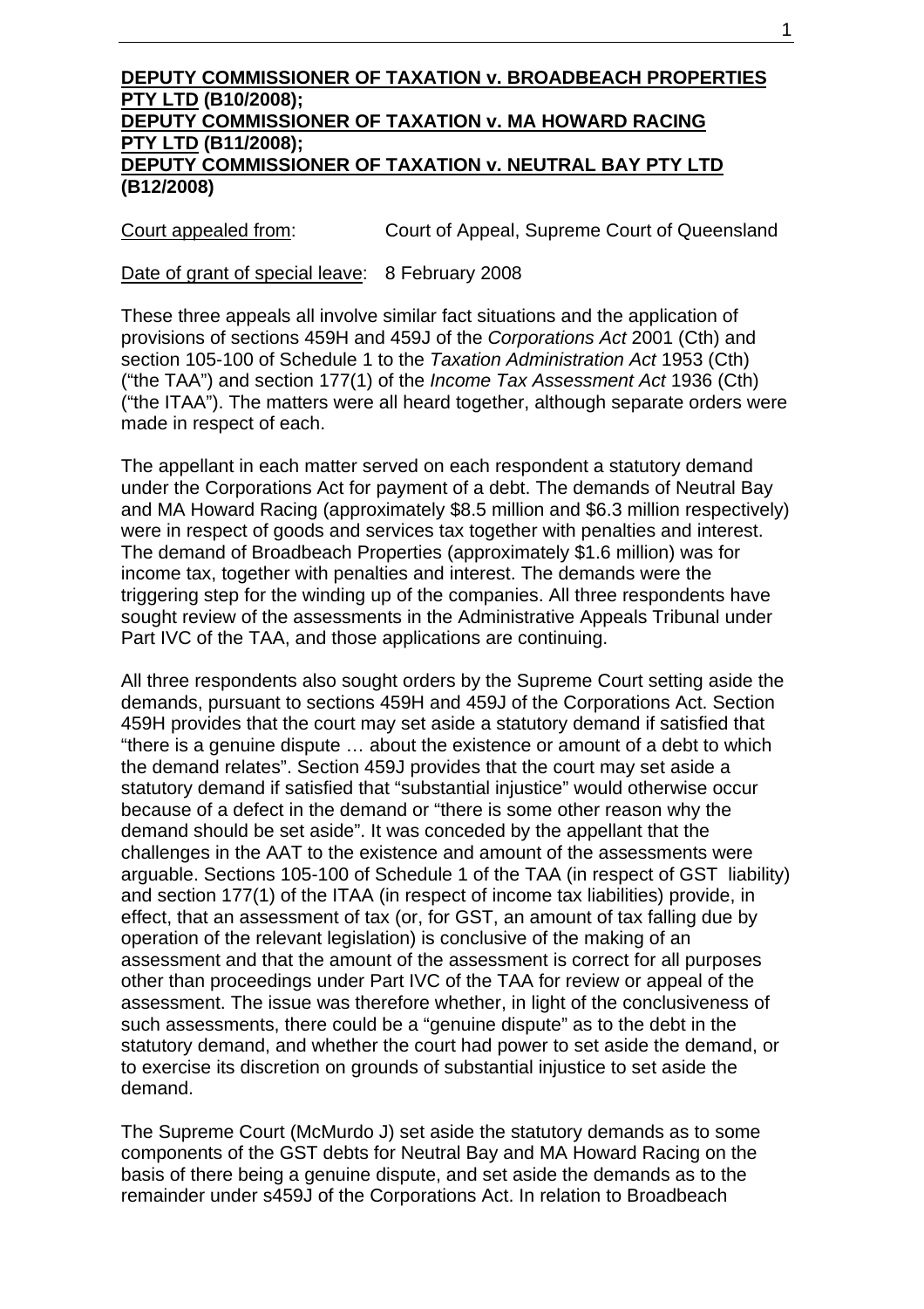**DEPUTY COMMISSIONER OF TAXATION v. BROADBEACH PROPERTIES PTY LTD (B10/2008); DEPUTY COMMISSIONER OF TAXATION v. MA HOWARD RACING PTY LTD (B11/2008); DEPUTY COMMISSIONER OF TAXATION v. NEUTRAL BAY PTY LTD (B12/2008)**

Court appealed from: Court of Appeal, Supreme Court of Queensland

Date of grant of special leave: 8 February 2008

These three appeals all involve similar fact situations and the application of provisions of sections 459H and 459J of the *Corporations Act* 2001 (Cth) and section 105-100 of Schedule 1 to the *Taxation Administration Act* 1953 (Cth) ("the TAA") and section 177(1) of the *Income Tax Assessment Act* 1936 (Cth) ("the ITAA"). The matters were all heard together, although separate orders were made in respect of each.

The appellant in each matter served on each respondent a statutory demand under the Corporations Act for payment of a debt. The demands of Neutral Bay and MA Howard Racing (approximately $8.5 million and $6.3 million respectively) were in respect of goods and services tax together with penalties and interest. The demand of Broadbeach Properties (approximately $1.6 million) was for income tax, together with penalties and interest. The demands were the triggering step for the winding up of the companies. All three respondents have sought review of the assessments in the Administrative Appeals Tribunal under Part IVC of the TAA, and those applications are continuing.

All three respondents also sought orders by the Supreme Court setting aside the demands, pursuant to sections 459H and 459J of the Corporations Act. Section 459H provides that the court may set aside a statutory demand if satisfied that "there is a genuine dispute … about the existence or amount of a debt to which the demand relates". Section 459J provides that the court may set aside a statutory demand if satisfied that "substantial injustice" would otherwise occur because of a defect in the demand or "there is some other reason why the demand should be set aside". It was conceded by the appellant that the challenges in the AAT to the existence and amount of the assessments were arguable. Sections 105-100 of Schedule 1 of the TAA (in respect of GST liability) and section 177(1) of the ITAA (in respect of income tax liabilities) provide, in effect, that an assessment of tax (or, for GST, an amount of tax falling due by operation of the relevant legislation) is conclusive of the making of an assessment and that the amount of the assessment is correct for all purposes other than proceedings under Part IVC of the TAA for review or appeal of the assessment. The issue was therefore whether, in light of the conclusiveness of such assessments, there could be a "genuine dispute" as to the debt in the statutory demand, and whether the court had power to set aside the demand, or to exercise its discretion on grounds of substantial injustice to set aside the demand.

The Supreme Court (McMurdo J) set aside the statutory demands as to some components of the GST debts for Neutral Bay and MA Howard Racing on the basis of there being a genuine dispute, and set aside the demands as to the remainder under s459J of the Corporations Act. In relation to Broadbeach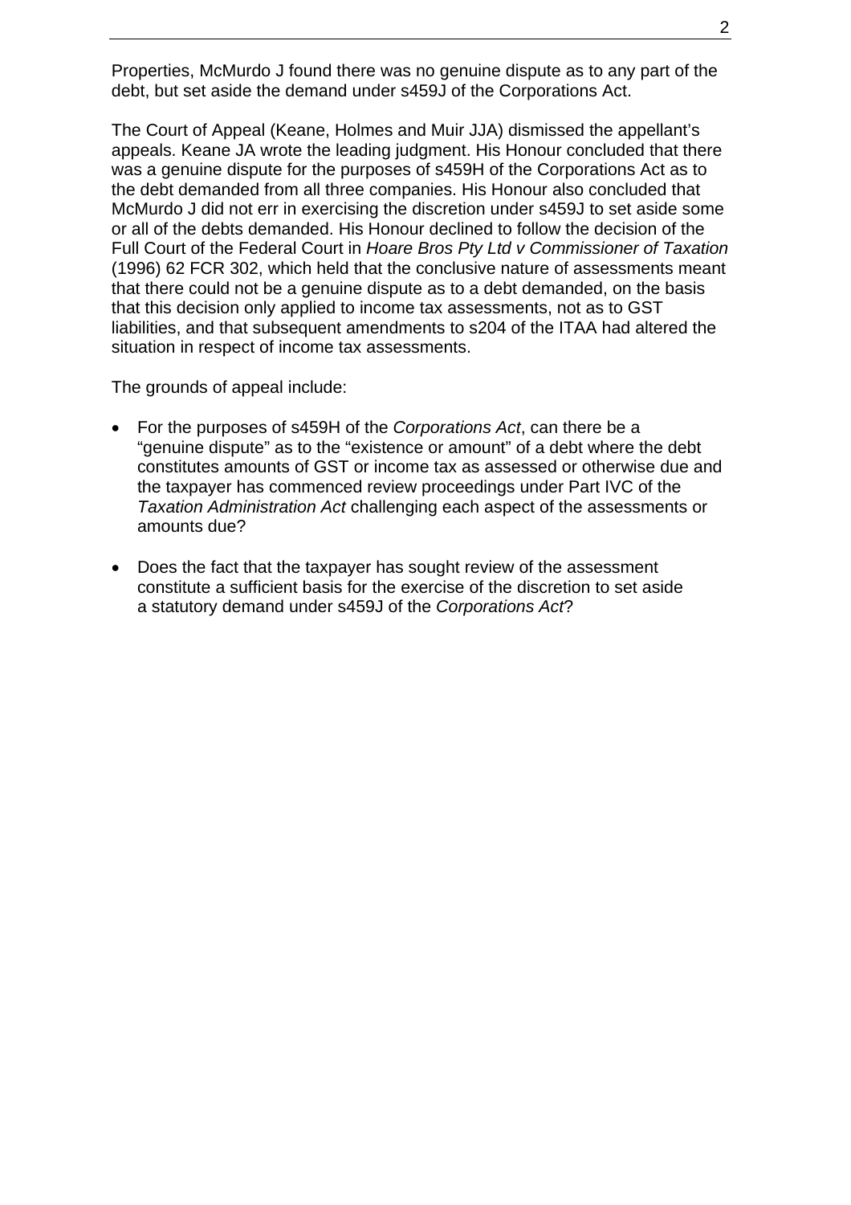Properties, McMurdo J found there was no genuine dispute as to any part of the debt, but set aside the demand under s459J of the Corporations Act.

The Court of Appeal (Keane, Holmes and Muir JJA) dismissed the appellant's appeals. Keane JA wrote the leading judgment. His Honour concluded that there was a genuine dispute for the purposes of s459H of the Corporations Act as to the debt demanded from all three companies. His Honour also concluded that McMurdo J did not err in exercising the discretion under s459J to set aside some or all of the debts demanded. His Honour declined to follow the decision of the Full Court of the Federal Court in *Hoare Bros Pty Ltd v Commissioner of Taxation* (1996) 62 FCR 302, which held that the conclusive nature of assessments meant that there could not be a genuine dispute as to a debt demanded, on the basis that this decision only applied to income tax assessments, not as to GST liabilities, and that subsequent amendments to s204 of the ITAA had altered the situation in respect of income tax assessments.

The grounds of appeal include:

- For the purposes of s459H of the *Corporations Act*, can there be a "genuine dispute" as to the "existence or amount" of a debt where the debt constitutes amounts of GST or income tax as assessed or otherwise due and the taxpayer has commenced review proceedings under Part IVC of the *Taxation Administration Act* challenging each aspect of the assessments or amounts due?

- Does the fact that the taxpayer has sought review of the assessment constitute a sufficient basis for the exercise of the discretion to set aside a statutory demand under s459J of the *Corporations Act*?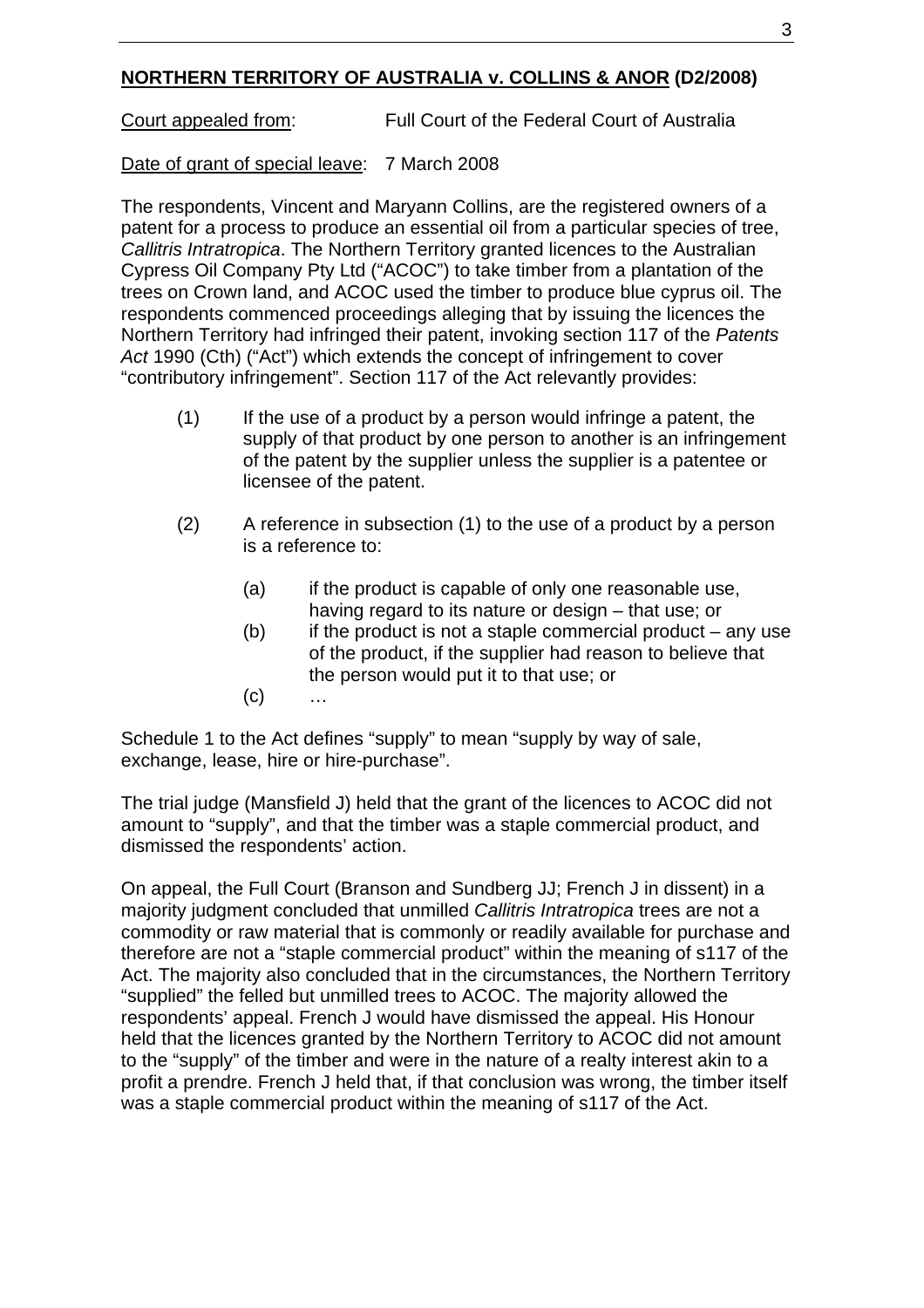**<u>NORTHERN TERRITORY OF AUSTRALIA v. COLLINS & ANOR</u> (D2/2008)**

<u>Court appealed from</u>: Full Court of the Federal Court of Australia

<u>Date of grant of special leave</u>: 7 March 2008

The respondents, Vincent and Maryann Collins, are the registered owners of a patent for a process to produce an essential oil from a particular species of tree, *Callitris Intratropica*. The Northern Territory granted licences to the Australian Cypress Oil Company Pty Ltd ("ACOC") to take timber from a plantation of the trees on Crown land, and ACOC used the timber to produce blue cyprus oil. The respondents commenced proceedings alleging that by issuing the licences the Northern Territory had infringed their patent, invoking section 117 of the *Patents Act* 1990 (Cth) ("Act") which extends the concept of infringement to cover "contributory infringement". Section 117 of the Act relevantly provides:

> (1) If the use of a product by a person would infringe a patent, the supply of that product by one person to another is an infringement of the patent by the supplier unless the supplier is a patentee or licensee of the patent.
>
> (2) A reference in subsection (1) to the use of a product by a person is a reference to:
>
> (a) if the product is capable of only one reasonable use, having regard to its nature or design – that use; or
> (b) if the product is not a staple commercial product – any use of the product, if the supplier had reason to believe that the person would put it to that use; or
> (c) …

Schedule 1 to the Act defines "supply" to mean "supply by way of sale, exchange, lease, hire or hire-purchase".

The trial judge (Mansfield J) held that the grant of the licences to ACOC did not amount to "supply", and that the timber was a staple commercial product, and dismissed the respondents' action.

On appeal, the Full Court (Branson and Sundberg JJ; French J in dissent) in a majority judgment concluded that unmilled *Callitris Intratropica* trees are not a commodity or raw material that is commonly or readily available for purchase and therefore are not a "staple commercial product" within the meaning of s117 of the Act. The majority also concluded that in the circumstances, the Northern Territory "supplied" the felled but unmilled trees to ACOC. The majority allowed the respondents' appeal. French J would have dismissed the appeal. His Honour held that the licences granted by the Northern Territory to ACOC did not amount to the "supply" of the timber and were in the nature of a realty interest akin to a profit a prendre. French J held that, if that conclusion was wrong, the timber itself was a staple commercial product within the meaning of s117 of the Act.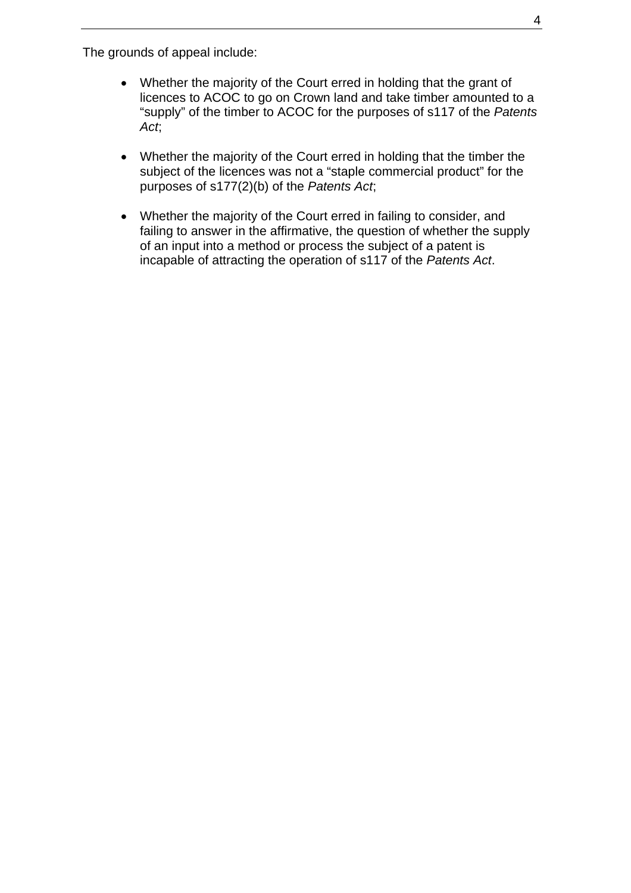The grounds of appeal include:

- Whether the majority of the Court erred in holding that the grant of licences to ACOC to go on Crown land and take timber amounted to a “supply” of the timber to ACOC for the purposes of s117 of the *Patents Act*;

- Whether the majority of the Court erred in holding that the timber the subject of the licences was not a “staple commercial product” for the purposes of s177(2)(b) of the *Patents Act*;

- Whether the majority of the Court erred in failing to consider, and failing to answer in the affirmative, the question of whether the supply of an input into a method or process the subject of a patent is incapable of attracting the operation of s117 of the *Patents Act*.